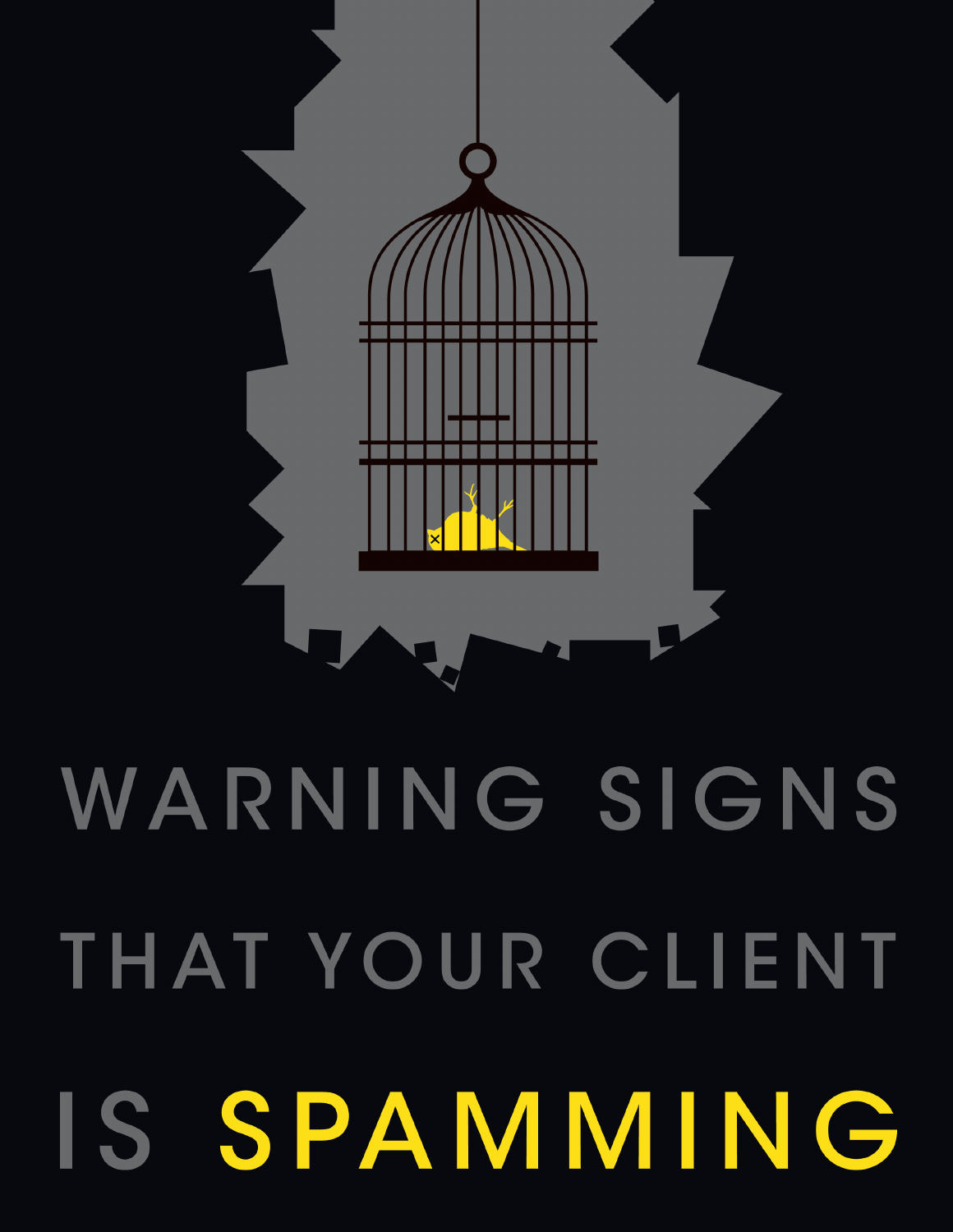# WARNING SIGNS THAT YOUR CLIENT IS SPAMMING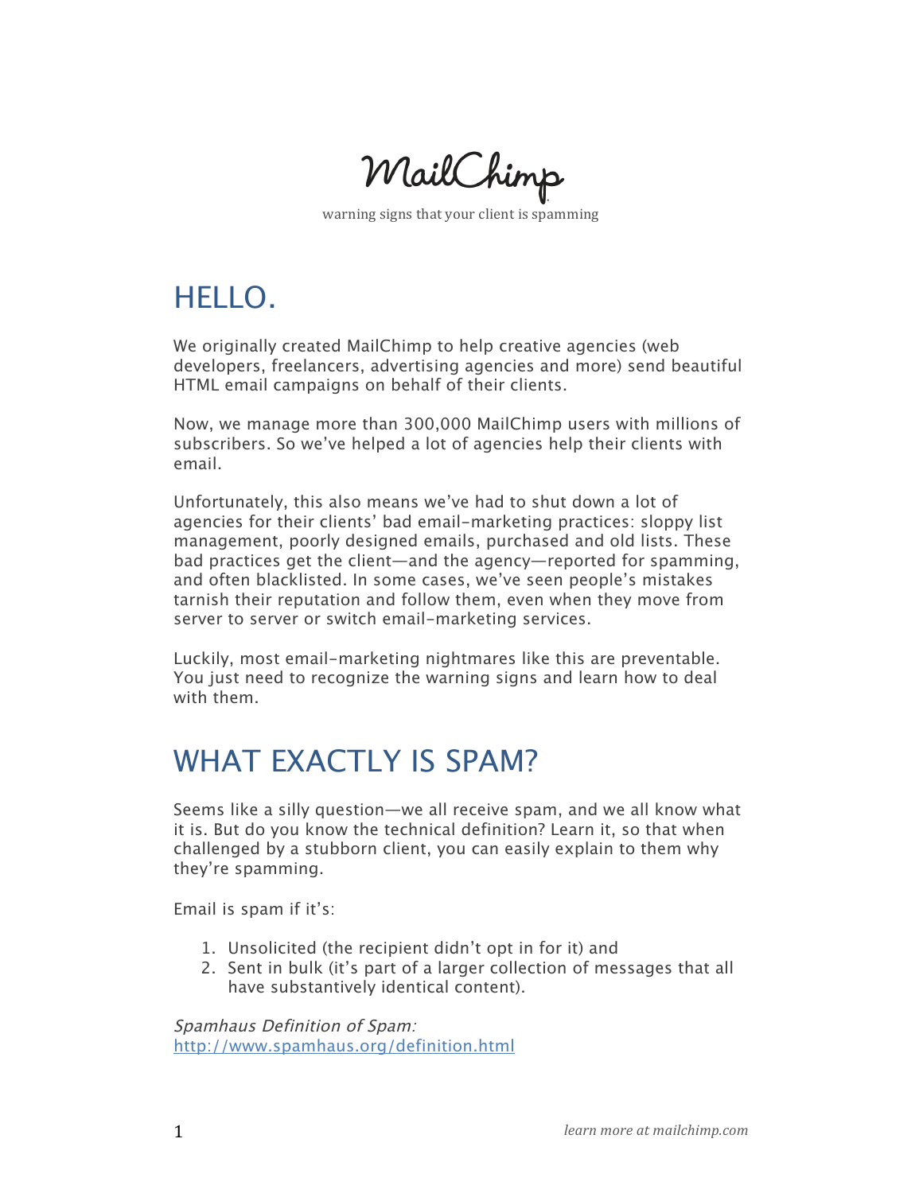MailChimp

warning signs that your client is spamming

# HELLO.

We originally created MailChimp to help creative agencies (web developers, freelancers, advertising agencies and more) send beautiful HTML email campaigns on behalf of their clients.

Now, we manage more than 300,000 MailChimp users with millions of subscribers. So we've helped a lot of agencies help their clients with email.

Unfortunately, this also means we've had to shut down a lot of agencies for their clients' bad email-marketing practices: sloppy list management, poorly designed emails, purchased and old lists. These bad practices get the client—and the agency—reported for spamming, and often blacklisted. In some cases, we've seen people's mistakes tarnish their reputation and follow them, even when they move from server to server or switch email-marketing services.

Luckily, most email-marketing nightmares like this are preventable. You just need to recognize the warning signs and learn how to deal with them.

# WHAT EXACTLY IS SPAM?

Seems like a silly question—we all receive spam, and we all know what it is. But do you know the technical definition? Learn it, so that when challenged by a stubborn client, you can easily explain to them why they're spamming.

Email is spam if it's:

1. Unsolicited (the recipient didn't opt in for it) and
2. Sent in bulk (it's part of a larger collection of messages that all have substantively identical content).

*Spamhaus Definition of Spam:*
http://www.spamhaus.org/definition.html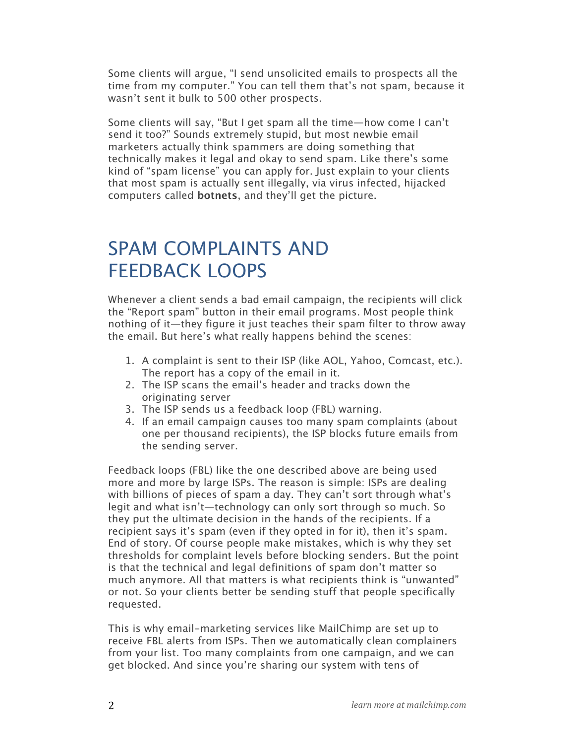Some clients will argue, "I send unsolicited emails to prospects all the time from my computer." You can tell them that's not spam, because it wasn't sent it bulk to 500 other prospects.

Some clients will say, "But I get spam all the time—how come I can't send it too?" Sounds extremely stupid, but most newbie email marketers actually think spammers are doing something that technically makes it legal and okay to send spam. Like there's some kind of "spam license" you can apply for. Just explain to your clients that most spam is actually sent illegally, via virus infected, hijacked computers called **botnets**, and they'll get the picture.

## SPAM COMPLAINTS AND FEEDBACK LOOPS

Whenever a client sends a bad email campaign, the recipients will click the "Report spam" button in their email programs. Most people think nothing of it—they figure it just teaches their spam filter to throw away the email. But here's what really happens behind the scenes:

1. A complaint is sent to their ISP (like AOL, Yahoo, Comcast, etc.). The report has a copy of the email in it.
2. The ISP scans the email's header and tracks down the originating server
3. The ISP sends us a feedback loop (FBL) warning.
4. If an email campaign causes too many spam complaints (about one per thousand recipients), the ISP blocks future emails from the sending server.

Feedback loops (FBL) like the one described above are being used more and more by large ISPs. The reason is simple: ISPs are dealing with billions of pieces of spam a day. They can't sort through what's legit and what isn't—technology can only sort through so much. So they put the ultimate decision in the hands of the recipients. If a recipient says it's spam (even if they opted in for it), then it's spam. End of story. Of course people make mistakes, which is why they set thresholds for complaint levels before blocking senders. But the point is that the technical and legal definitions of spam don't matter so much anymore. All that matters is what recipients think is "unwanted" or not. So your clients better be sending stuff that people specifically requested.

This is why email-marketing services like MailChimp are set up to receive FBL alerts from ISPs. Then we automatically clean complainers from your list. Too many complaints from one campaign, and we can get blocked. And since you're sharing our system with tens of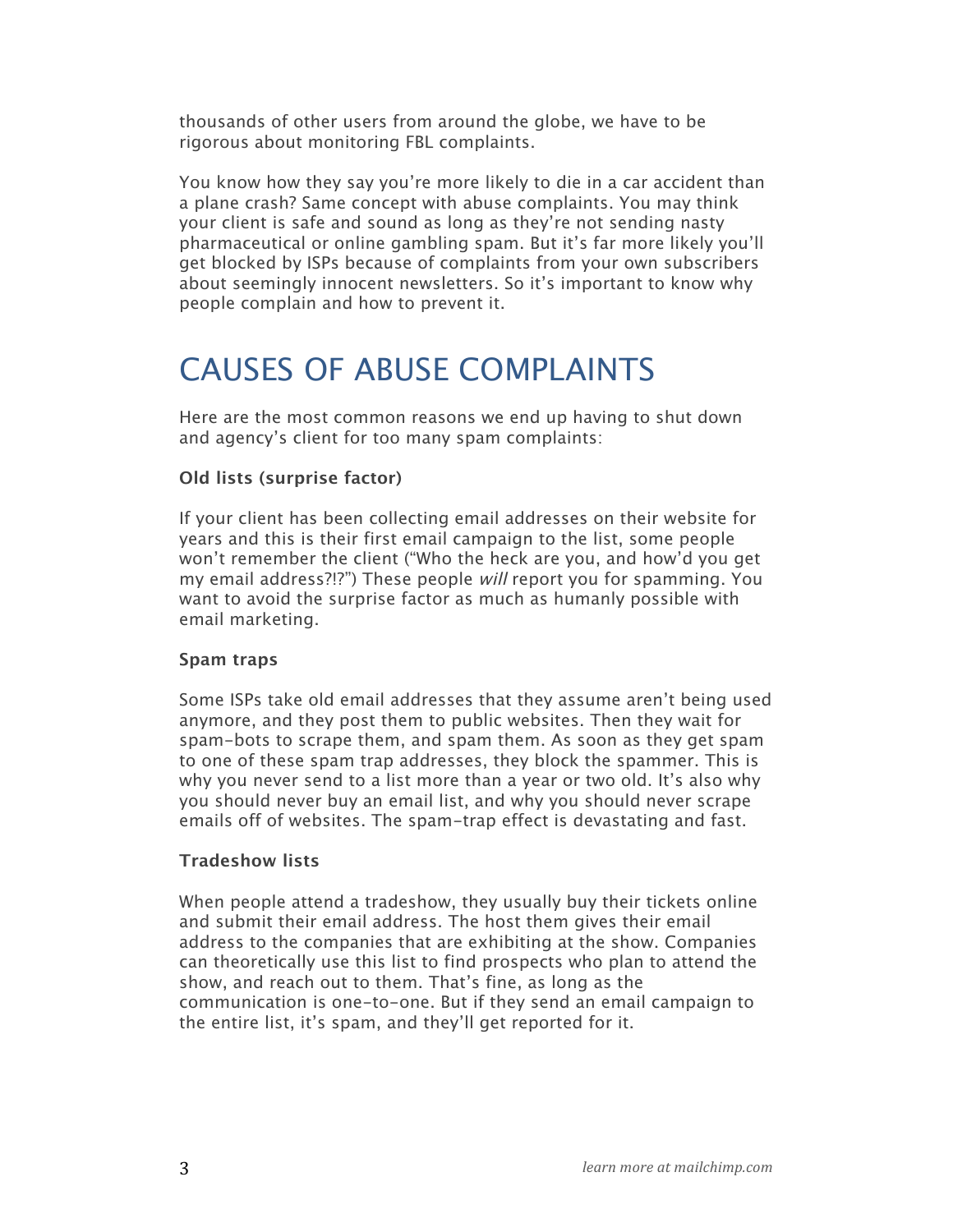thousands of other users from around the globe, we have to be rigorous about monitoring FBL complaints.

You know how they say you're more likely to die in a car accident than a plane crash? Same concept with abuse complaints. You may think your client is safe and sound as long as they're not sending nasty pharmaceutical or online gambling spam. But it's far more likely you'll get blocked by ISPs because of complaints from your own subscribers about seemingly innocent newsletters. So it's important to know why people complain and how to prevent it.

# CAUSES OF ABUSE COMPLAINTS

Here are the most common reasons we end up having to shut down and agency's client for too many spam complaints:

**Old lists (surprise factor)**

If your client has been collecting email addresses on their website for years and this is their first email campaign to the list, some people won't remember the client ("Who the heck are you, and how'd you get my email address?!?") These people *will* report you for spamming. You want to avoid the surprise factor as much as humanly possible with email marketing.

**Spam traps**

Some ISPs take old email addresses that they assume aren't being used anymore, and they post them to public websites. Then they wait for spam-bots to scrape them, and spam them. As soon as they get spam to one of these spam trap addresses, they block the spammer. This is why you never send to a list more than a year or two old. It's also why you should never buy an email list, and why you should never scrape emails off of websites. The spam-trap effect is devastating and fast.

**Tradeshow lists**

When people attend a tradeshow, they usually buy their tickets online and submit their email address. The host them gives their email address to the companies that are exhibiting at the show. Companies can theoretically use this list to find prospects who plan to attend the show, and reach out to them. That's fine, as long as the communication is one-to-one. But if they send an email campaign to the entire list, it's spam, and they'll get reported for it.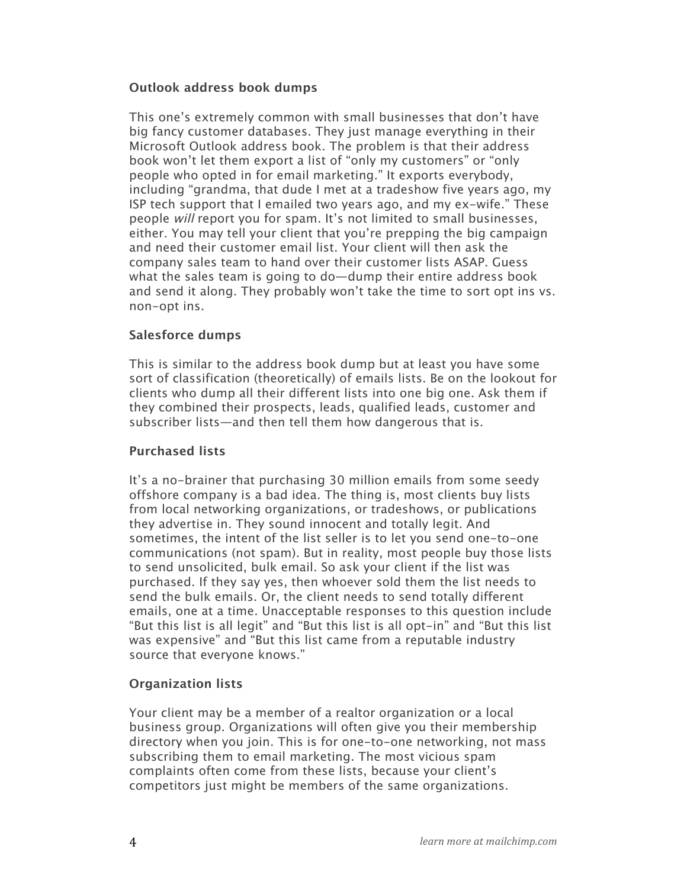**Outlook address book dumps**

This one's extremely common with small businesses that don't have big fancy customer databases. They just manage everything in their Microsoft Outlook address book. The problem is that their address book won't let them export a list of "only my customers" or "only people who opted in for email marketing." It exports everybody, including "grandma, that dude I met at a tradeshow five years ago, my ISP tech support that I emailed two years ago, and my ex-wife." These people *will* report you for spam. It's not limited to small businesses, either. You may tell your client that you're prepping the big campaign and need their customer email list. Your client will then ask the company sales team to hand over their customer lists ASAP. Guess what the sales team is going to do—dump their entire address book and send it along. They probably won't take the time to sort opt ins vs. non-opt ins.

**Salesforce dumps**

This is similar to the address book dump but at least you have some sort of classification (theoretically) of emails lists. Be on the lookout for clients who dump all their different lists into one big one. Ask them if they combined their prospects, leads, qualified leads, customer and subscriber lists—and then tell them how dangerous that is.

**Purchased lists**

It's a no-brainer that purchasing 30 million emails from some seedy offshore company is a bad idea. The thing is, most clients buy lists from local networking organizations, or tradeshows, or publications they advertise in. They sound innocent and totally legit. And sometimes, the intent of the list seller is to let you send one-to-one communications (not spam). But in reality, most people buy those lists to send unsolicited, bulk email. So ask your client if the list was purchased. If they say yes, then whoever sold them the list needs to send the bulk emails. Or, the client needs to send totally different emails, one at a time. Unacceptable responses to this question include "But this list is all legit" and "But this list is all opt-in" and "But this list was expensive" and "But this list came from a reputable industry source that everyone knows."

**Organization lists**

Your client may be a member of a realtor organization or a local business group. Organizations will often give you their membership directory when you join. This is for one-to-one networking, not mass subscribing them to email marketing. The most vicious spam complaints often come from these lists, because your client's competitors just might be members of the same organizations.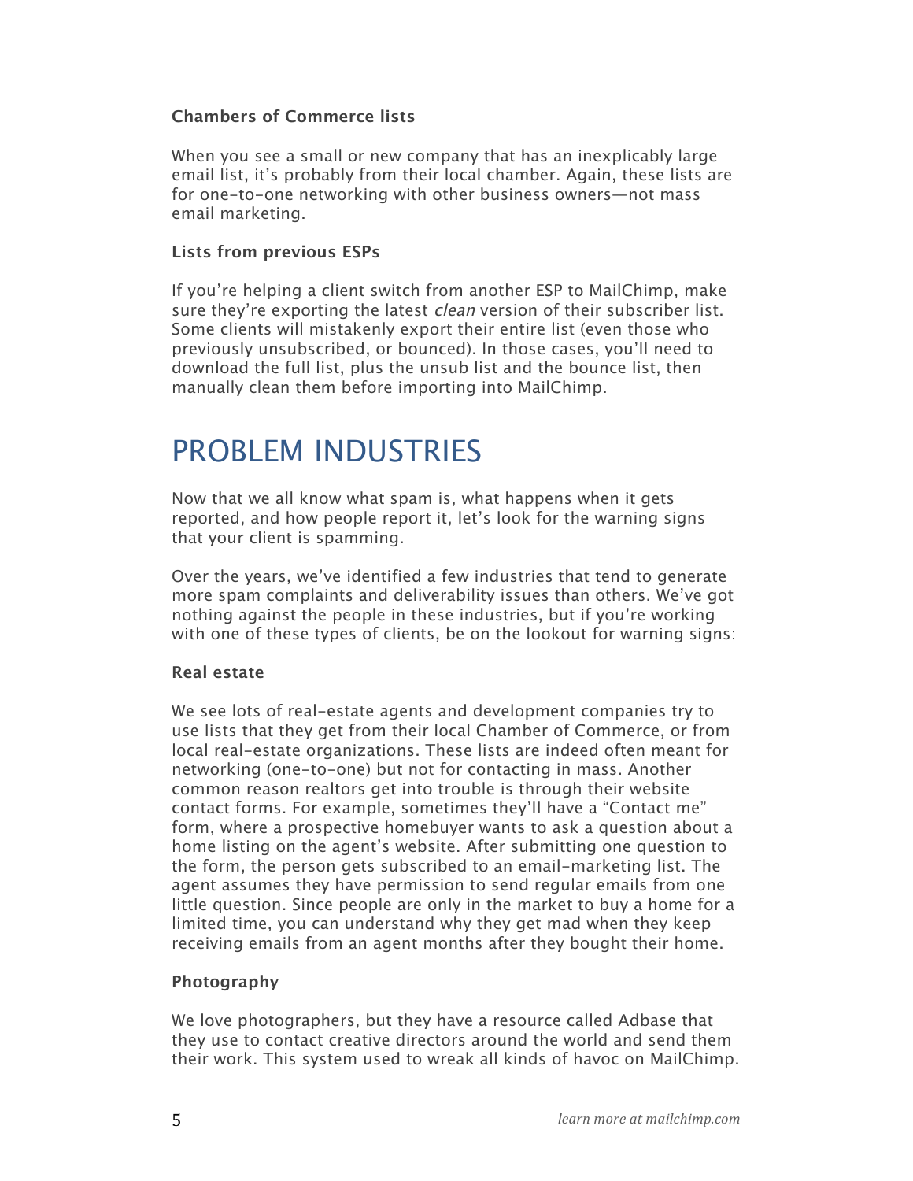### Chambers of Commerce lists

When you see a small or new company that has an inexplicably large email list, it's probably from their local chamber. Again, these lists are for one-to-one networking with other business owners—not mass email marketing.

### Lists from previous ESPs

If you're helping a client switch from another ESP to MailChimp, make sure they're exporting the latest *clean* version of their subscriber list. Some clients will mistakenly export their entire list (even those who previously unsubscribed, or bounced). In those cases, you'll need to download the full list, plus the unsub list and the bounce list, then manually clean them before importing into MailChimp.

## PROBLEM INDUSTRIES

Now that we all know what spam is, what happens when it gets reported, and how people report it, let's look for the warning signs that your client is spamming.

Over the years, we've identified a few industries that tend to generate more spam complaints and deliverability issues than others. We've got nothing against the people in these industries, but if you're working with one of these types of clients, be on the lookout for warning signs:

### Real estate

We see lots of real-estate agents and development companies try to use lists that they get from their local Chamber of Commerce, or from local real-estate organizations. These lists are indeed often meant for networking (one-to-one) but not for contacting in mass. Another common reason realtors get into trouble is through their website contact forms. For example, sometimes they'll have a "Contact me" form, where a prospective homebuyer wants to ask a question about a home listing on the agent's website. After submitting one question to the form, the person gets subscribed to an email-marketing list. The agent assumes they have permission to send regular emails from one little question. Since people are only in the market to buy a home for a limited time, you can understand why they get mad when they keep receiving emails from an agent months after they bought their home.

### Photography

We love photographers, but they have a resource called Adbase that they use to contact creative directors around the world and send them their work. This system used to wreak all kinds of havoc on MailChimp.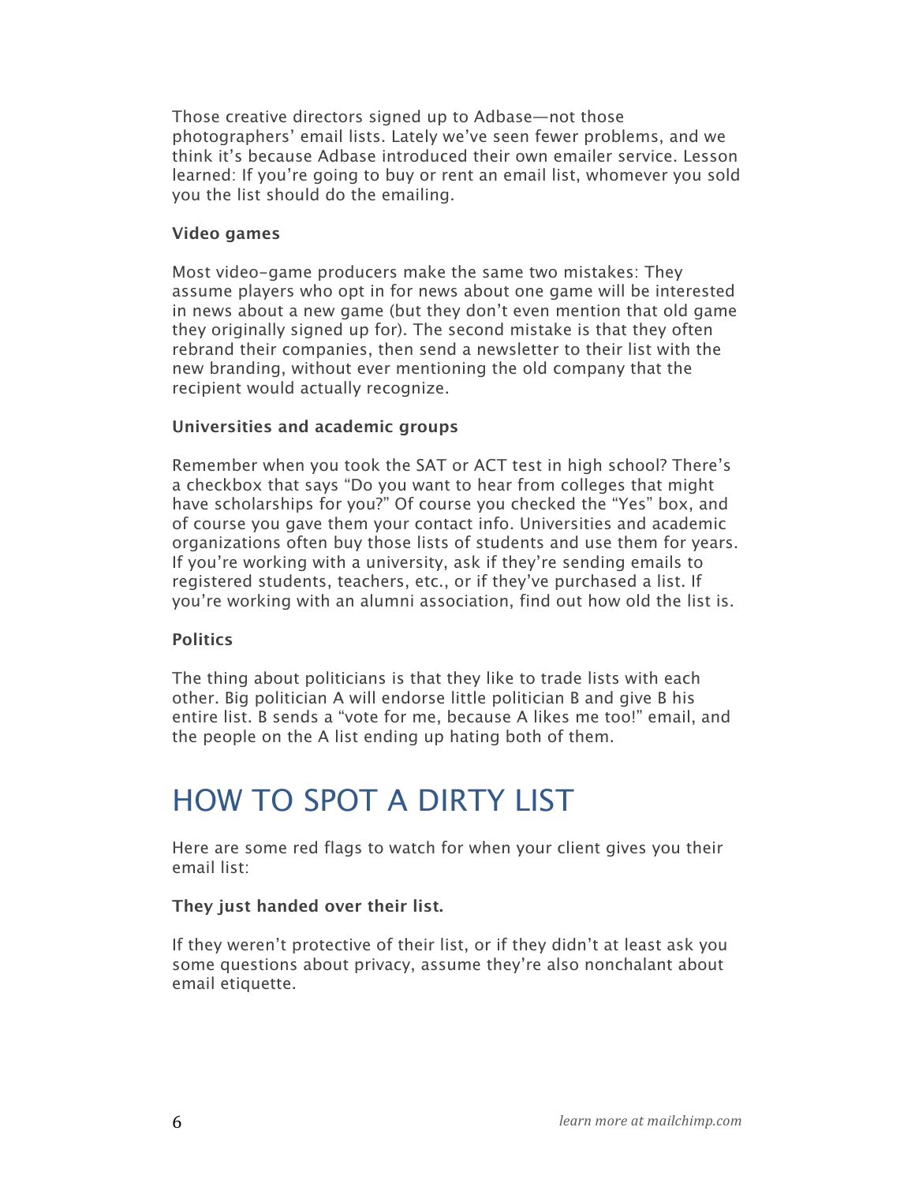Those creative directors signed up to Adbase—not those photographers' email lists. Lately we've seen fewer problems, and we think it's because Adbase introduced their own emailer service. Lesson learned: If you're going to buy or rent an email list, whomever you sold you the list should do the emailing.

**Video games**

Most video-game producers make the same two mistakes: They assume players who opt in for news about one game will be interested in news about a new game (but they don't even mention that old game they originally signed up for). The second mistake is that they often rebrand their companies, then send a newsletter to their list with the new branding, without ever mentioning the old company that the recipient would actually recognize.

**Universities and academic groups**

Remember when you took the SAT or ACT test in high school? There's a checkbox that says "Do you want to hear from colleges that might have scholarships for you?" Of course you checked the "Yes" box, and of course you gave them your contact info. Universities and academic organizations often buy those lists of students and use them for years. If you're working with a university, ask if they're sending emails to registered students, teachers, etc., or if they've purchased a list. If you're working with an alumni association, find out how old the list is.

**Politics**

The thing about politicians is that they like to trade lists with each other. Big politician A will endorse little politician B and give B his entire list. B sends a "vote for me, because A likes me too!" email, and the people on the A list ending up hating both of them.

## HOW TO SPOT A DIRTY LIST

Here are some red flags to watch for when your client gives you their email list:

**They just handed over their list.**

If they weren't protective of their list, or if they didn't at least ask you some questions about privacy, assume they're also nonchalant about email etiquette.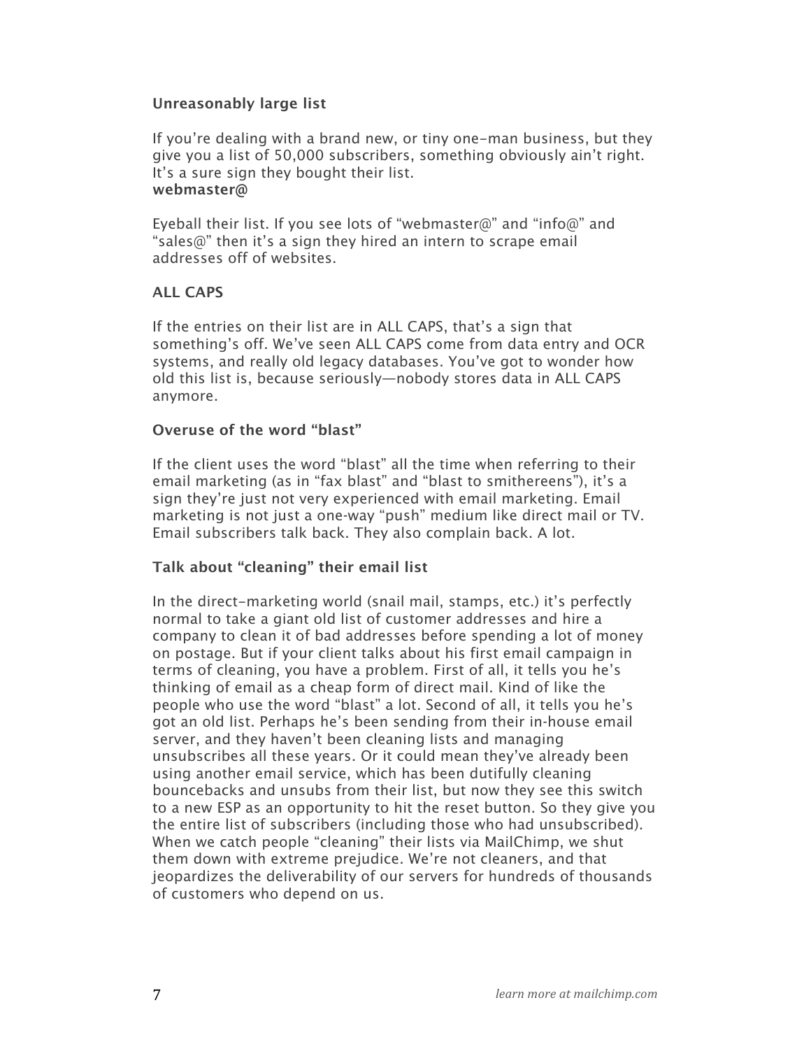### Unreasonably large list

If you're dealing with a brand new, or tiny one-man business, but they give you a list of 50,000 subscribers, something obviously ain't right. It's a sure sign they bought their list.

### webmaster@

Eyeball their list. If you see lots of "webmaster@" and "info@" and "sales@" then it's a sign they hired an intern to scrape email addresses off of websites.

### ALL CAPS

If the entries on their list are in ALL CAPS, that's a sign that something's off. We've seen ALL CAPS come from data entry and OCR systems, and really old legacy databases. You've got to wonder how old this list is, because seriously—nobody stores data in ALL CAPS anymore.

### Overuse of the word "blast"

If the client uses the word "blast" all the time when referring to their email marketing (as in "fax blast" and "blast to smithereens"), it's a sign they're just not very experienced with email marketing. Email marketing is not just a one-way "push" medium like direct mail or TV. Email subscribers talk back. They also complain back. A lot.

### Talk about "cleaning" their email list

In the direct-marketing world (snail mail, stamps, etc.) it's perfectly normal to take a giant old list of customer addresses and hire a company to clean it of bad addresses before spending a lot of money on postage. But if your client talks about his first email campaign in terms of cleaning, you have a problem. First of all, it tells you he's thinking of email as a cheap form of direct mail. Kind of like the people who use the word "blast" a lot. Second of all, it tells you he's got an old list. Perhaps he's been sending from their in-house email server, and they haven't been cleaning lists and managing unsubscribes all these years. Or it could mean they've already been using another email service, which has been dutifully cleaning bouncebacks and unsubs from their list, but now they see this switch to a new ESP as an opportunity to hit the reset button. So they give you the entire list of subscribers (including those who had unsubscribed). When we catch people "cleaning" their lists via MailChimp, we shut them down with extreme prejudice. We're not cleaners, and that jeopardizes the deliverability of our servers for hundreds of thousands of customers who depend on us.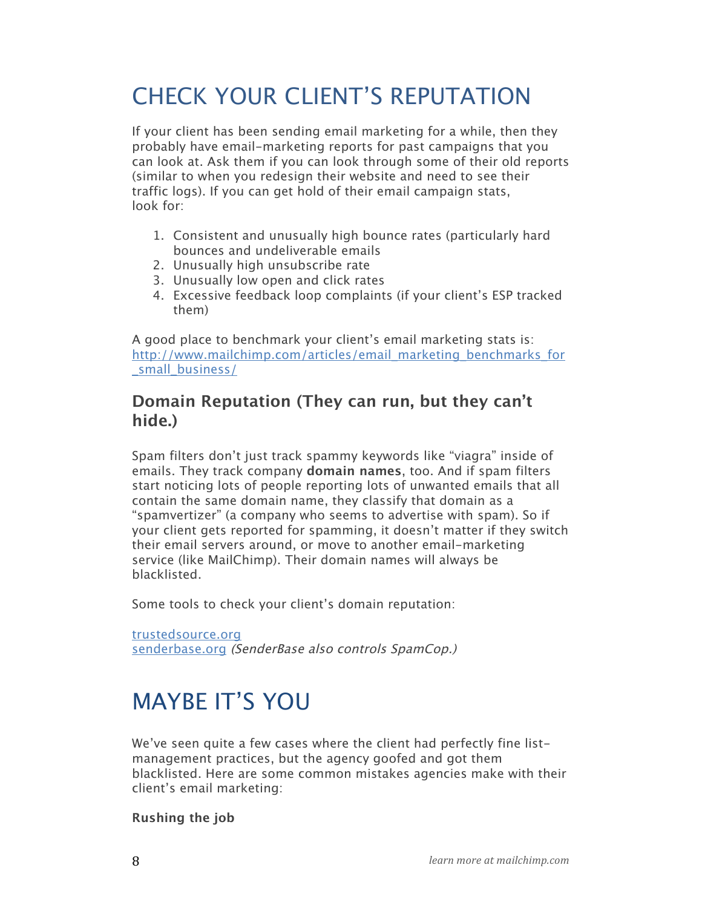# CHECK YOUR CLIENT'S REPUTATION

If your client has been sending email marketing for a while, then they probably have email-marketing reports for past campaigns that you can look at. Ask them if you can look through some of their old reports (similar to when you redesign their website and need to see their traffic logs). If you can get hold of their email campaign stats, look for:

1. Consistent and unusually high bounce rates (particularly hard bounces and undeliverable emails
2. Unusually high unsubscribe rate
3. Unusually low open and click rates
4. Excessive feedback loop complaints (if your client's ESP tracked them)

A good place to benchmark your client's email marketing stats is: [http://www.mailchimp.com/articles/email_marketing_benchmarks_for_small_business/](http://www.mailchimp.com/articles/email_marketing_benchmarks_for_small_business/)

### Domain Reputation (They can run, but they can't hide.)

Spam filters don't just track spammy keywords like "viagra" inside of emails. They track company **domain names**, too. And if spam filters start noticing lots of people reporting lots of unwanted emails that all contain the same domain name, they classify that domain as a "spamvertizer" (a company who seems to advertise with spam). So if your client gets reported for spamming, it doesn't matter if they switch their email servers around, or move to another email-marketing service (like MailChimp). Their domain names will always be blacklisted.

Some tools to check your client's domain reputation:

[trustedsource.org](trustedsource.org)
[senderbase.org](senderbase.org) *(SenderBase also controls SpamCop.)*

# MAYBE IT'S YOU

We've seen quite a few cases where the client had perfectly fine list-management practices, but the agency goofed and got them blacklisted. Here are some common mistakes agencies make with their client's email marketing:

**Rushing the job**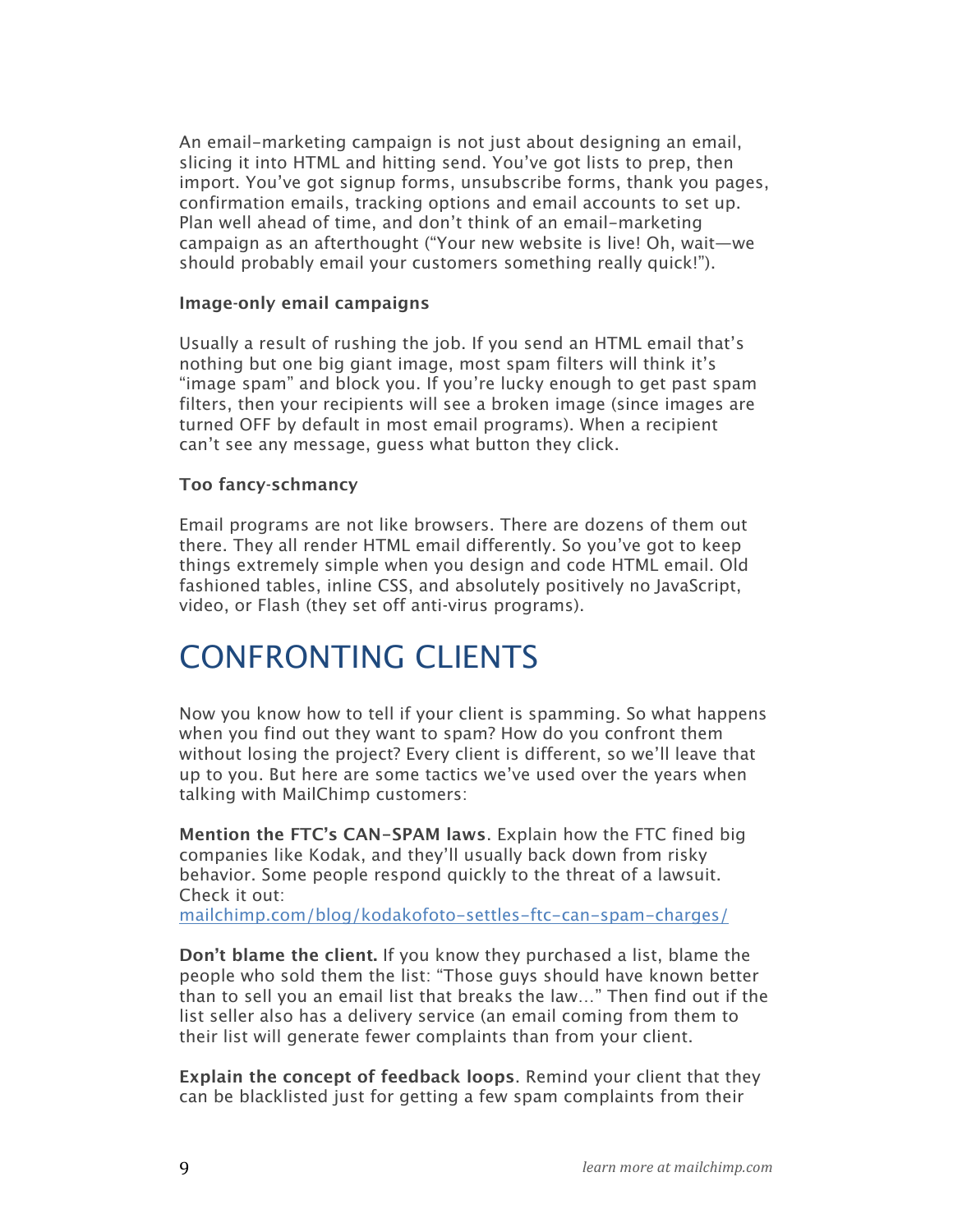An email-marketing campaign is not just about designing an email, slicing it into HTML and hitting send. You've got lists to prep, then import. You've got signup forms, unsubscribe forms, thank you pages, confirmation emails, tracking options and email accounts to set up. Plan well ahead of time, and don't think of an email-marketing campaign as an afterthought ("Your new website is live! Oh, wait—we should probably email your customers something really quick!").

**Image-only email campaigns**

Usually a result of rushing the job. If you send an HTML email that's nothing but one big giant image, most spam filters will think it's "image spam" and block you. If you're lucky enough to get past spam filters, then your recipients will see a broken image (since images are turned OFF by default in most email programs). When a recipient can't see any message, guess what button they click.

**Too fancy-schmancy**

Email programs are not like browsers. There are dozens of them out there. They all render HTML email differently. So you've got to keep things extremely simple when you design and code HTML email. Old fashioned tables, inline CSS, and absolutely positively no JavaScript, video, or Flash (they set off anti-virus programs).

# CONFRONTING CLIENTS

Now you know how to tell if your client is spamming. So what happens when you find out they want to spam? How do you confront them without losing the project? Every client is different, so we'll leave that up to you. But here are some tactics we've used over the years when talking with MailChimp customers:

**Mention the FTC's CAN-SPAM laws**. Explain how the FTC fined big companies like Kodak, and they'll usually back down from risky behavior. Some people respond quickly to the threat of a lawsuit. Check it out: [mailchimp.com/blog/kodakofoto-settles-ftc-can-spam-charges/](mailchimp.com/blog/kodakofoto-settles-ftc-can-spam-charges/)

**Don't blame the client.** If you know they purchased a list, blame the people who sold them the list: "Those guys should have known better than to sell you an email list that breaks the law..." Then find out if the list seller also has a delivery service (an email coming from them to their list will generate fewer complaints than from your client.

**Explain the concept of feedback loops**. Remind your client that they can be blacklisted just for getting a few spam complaints from their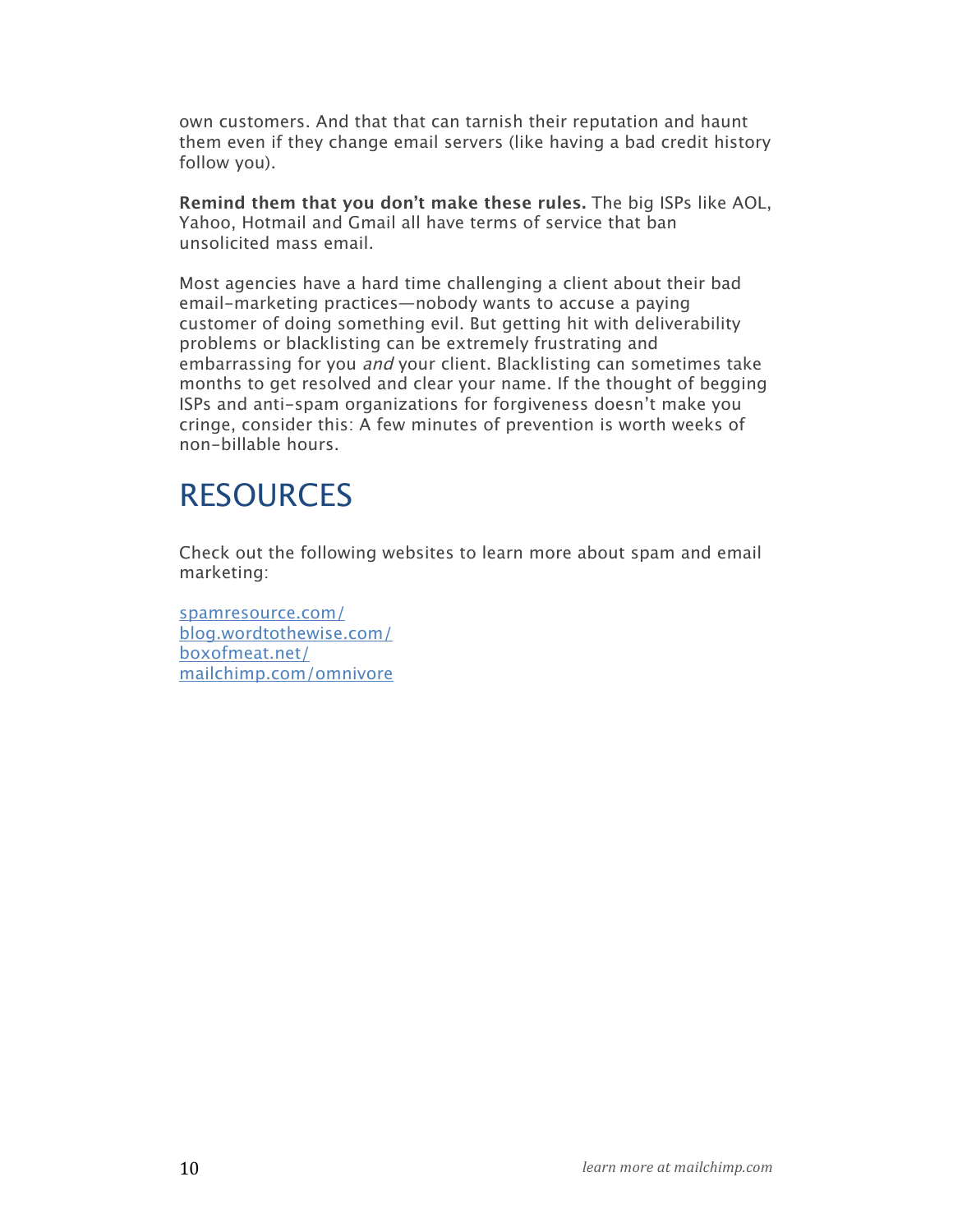own customers. And that that can tarnish their reputation and haunt them even if they change email servers (like having a bad credit history follow you).

**Remind them that you don't make these rules.** The big ISPs like AOL, Yahoo, Hotmail and Gmail all have terms of service that ban unsolicited mass email.

Most agencies have a hard time challenging a client about their bad email-marketing practices—nobody wants to accuse a paying customer of doing something evil. But getting hit with deliverability problems or blacklisting can be extremely frustrating and embarrassing for you *and* your client. Blacklisting can sometimes take months to get resolved and clear your name. If the thought of begging ISPs and anti-spam organizations for forgiveness doesn't make you cringe, consider this: A few minutes of prevention is worth weeks of non-billable hours.

# RESOURCES

Check out the following websites to learn more about spam and email marketing:

spamresource.com/
blog.wordtothewise.com/
boxofmeat.net/
mailchimp.com/omnivore